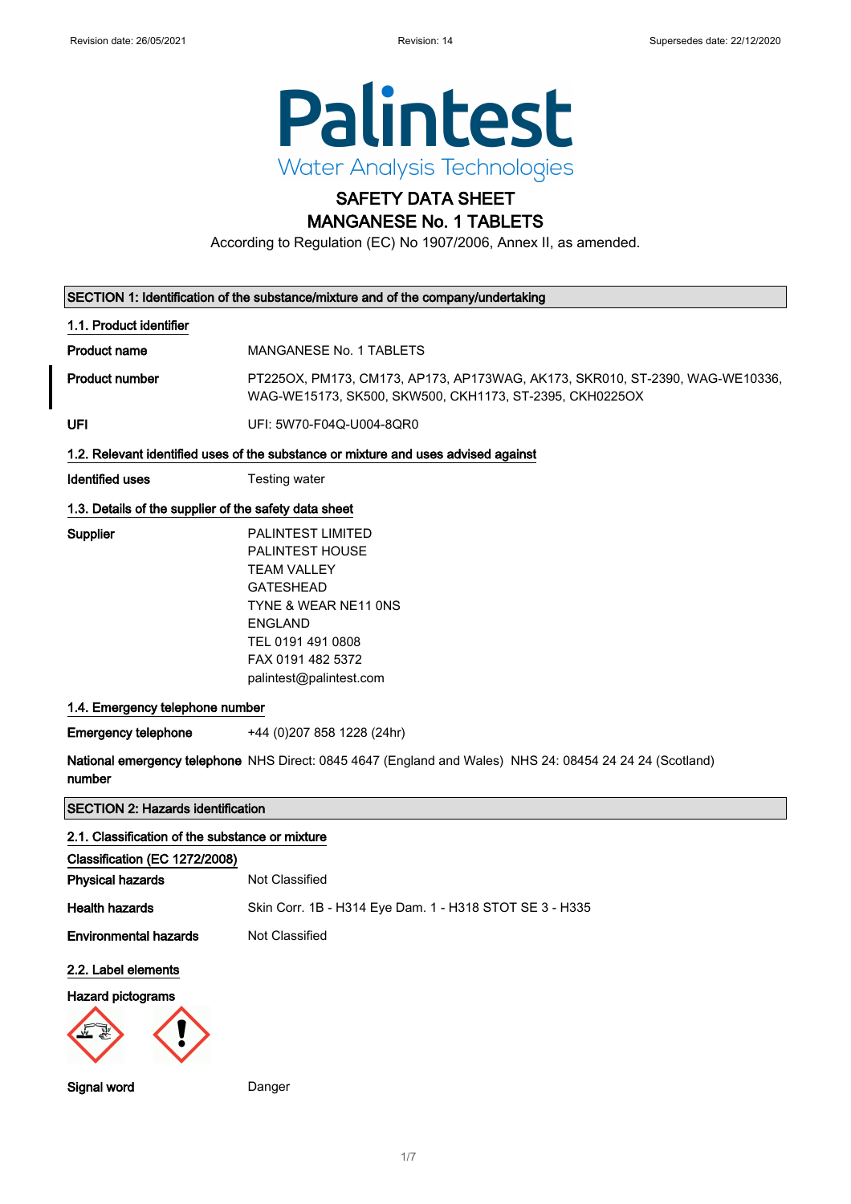Revision date: 26/05/2021 Revision: 14 Supersedes date: 22/12/2020

Palintest
Water Analysis Technologies

# SAFETY DATA SHEET
# MANGANESE No. 1 TABLETS

According to Regulation (EC) No 1907/2006, Annex II, as amended.

## SECTION 1: Identification of the substance/mixture and of the company/undertaking

### 1.1. Product identifier

| | |
|---|---|
| **Product name** | MANGANESE No. 1 TABLETS |
| **Product number** | PT225OX, PM173, CM173, AP173, AP173WAG, AK173, SKR010, ST-2390, WAG-WE10336, WAG-WE15173, SK500, SKW500, CKH1173, ST-2395, CKH0225OX |
| **UFI** | UFI: 5W70-F04Q-U004-8QR0 |

### 1.2. Relevant identified uses of the substance or mixture and uses advised against

| | |
|---|---|
| **Identified uses** | Testing water |

### 1.3. Details of the supplier of the safety data sheet

**Supplier**

PALINTEST LIMITED
PALINTEST HOUSE
TEAM VALLEY
GATESHEAD
TYNE & WEAR NE11 0NS
ENGLAND
TEL 0191 491 0808
FAX 0191 482 5372
palintest@palintest.com

### 1.4. Emergency telephone number

| | |
|---|---|
| **Emergency telephone** | +44 (0)207 858 1228 (24hr) |
| **National emergency telephone number** | NHS Direct: 0845 4647 (England and Wales) NHS 24: 08454 24 24 24 (Scotland) |

## SECTION 2: Hazards identification

### 2.1. Classification of the substance or mixture

**Classification (EC 1272/2008)**

| | |
|---|---|
| **Physical hazards** | Not Classified |
| **Health hazards** | Skin Corr. 1B - H314 Eye Dam. 1 - H318 STOT SE 3 - H335 |
| **Environmental hazards** | Not Classified |

### 2.2. Label elements

**Hazard pictograms**

| | |
|---|---|
| **Signal word** | Danger |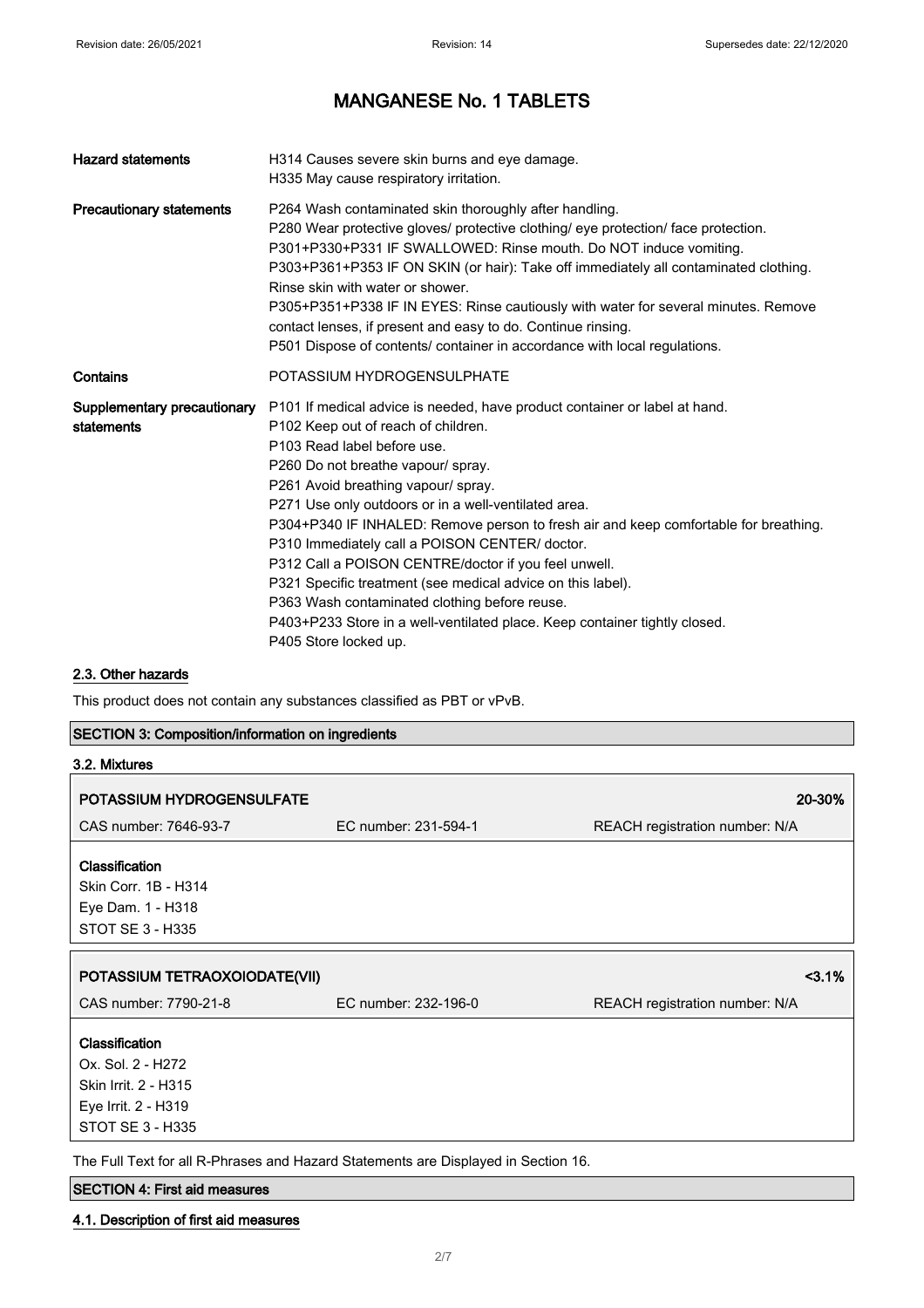# MANGANESE No. 1 TABLETS

| | |
|---|---|
| **Hazard statements** | H314 Causes severe skin burns and eye damage.<br>H335 May cause respiratory irritation. |
| **Precautionary statements** | P264 Wash contaminated skin thoroughly after handling.<br>P280 Wear protective gloves/ protective clothing/ eye protection/ face protection.<br>P301+P330+P331 IF SWALLOWED: Rinse mouth. Do NOT induce vomiting.<br>P303+P361+P353 IF ON SKIN (or hair): Take off immediately all contaminated clothing. Rinse skin with water or shower.<br>P305+P351+P338 IF IN EYES: Rinse cautiously with water for several minutes. Remove contact lenses, if present and easy to do. Continue rinsing.<br>P501 Dispose of contents/ container in accordance with local regulations. |
| **Contains** | POTASSIUM HYDROGENSULPHATE |
| **Supplementary precautionary statements** | P101 If medical advice is needed, have product container or label at hand.<br>P102 Keep out of reach of children.<br>P103 Read label before use.<br>P260 Do not breathe vapour/ spray.<br>P261 Avoid breathing vapour/ spray.<br>P271 Use only outdoors or in a well-ventilated area.<br>P304+P340 IF INHALED: Remove person to fresh air and keep comfortable for breathing.<br>P310 Immediately call a POISON CENTER/ doctor.<br>P312 Call a POISON CENTRE/doctor if you feel unwell.<br>P321 Specific treatment (see medical advice on this label).<br>P363 Wash contaminated clothing before reuse.<br>P403+P233 Store in a well-ventilated place. Keep container tightly closed.<br>P405 Store locked up. |

## 2.3. Other hazards

This product does not contain any substances classified as PBT or vPvB.

## SECTION 3: Composition/information on ingredients

### 3.2. Mixtures

| POTASSIUM HYDROGENSULFATE | | 20-30% |
|---|---|---|
| CAS number: 7646-93-7 | EC number: 231-594-1 | REACH registration number: N/A |

**Classification**
Skin Corr. 1B - H314
Eye Dam. 1 - H318
STOT SE 3 - H335

| POTASSIUM TETRAOXOIODATE(VII) | | <3.1% |
|---|---|---|
| CAS number: 7790-21-8 | EC number: 232-196-0 | REACH registration number: N/A |

**Classification**
Ox. Sol. 2 - H272
Skin Irrit. 2 - H315
Eye Irrit. 2 - H319
STOT SE 3 - H335

The Full Text for all R-Phrases and Hazard Statements are Displayed in Section 16.

## SECTION 4: First aid measures

### 4.1. Description of first aid measures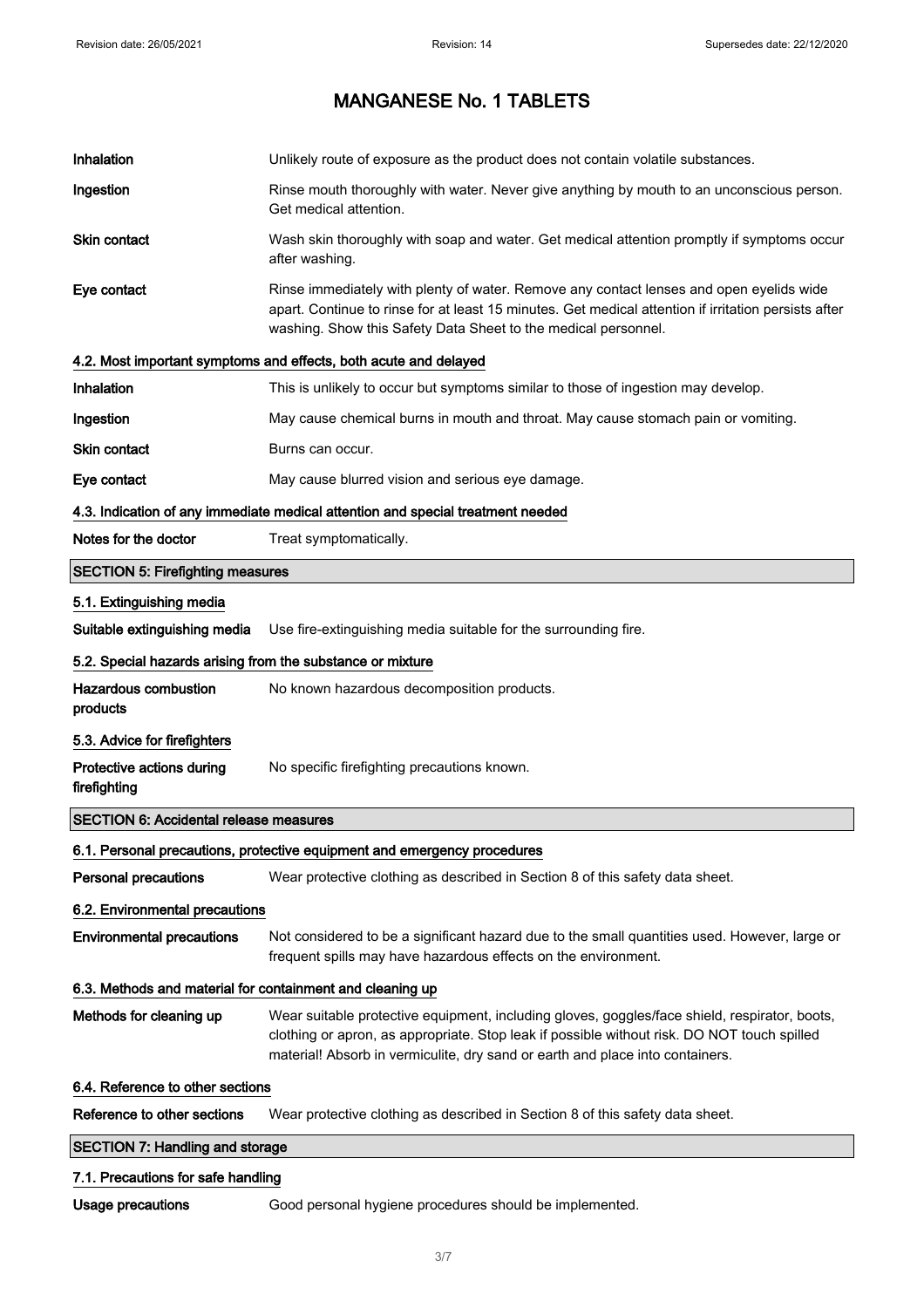# MANGANESE No. 1 TABLETS

| | |
|---|---|
| **Inhalation** | Unlikely route of exposure as the product does not contain volatile substances. |
| **Ingestion** | Rinse mouth thoroughly with water. Never give anything by mouth to an unconscious person. Get medical attention. |
| **Skin contact** | Wash skin thoroughly with soap and water. Get medical attention promptly if symptoms occur after washing. |
| **Eye contact** | Rinse immediately with plenty of water. Remove any contact lenses and open eyelids wide apart. Continue to rinse for at least 15 minutes. Get medical attention if irritation persists after washing. Show this Safety Data Sheet to the medical personnel. |

### 4.2. Most important symptoms and effects, both acute and delayed

| | |
|---|---|
| **Inhalation** | This is unlikely to occur but symptoms similar to those of ingestion may develop. |
| **Ingestion** | May cause chemical burns in mouth and throat. May cause stomach pain or vomiting. |
| **Skin contact** | Burns can occur. |
| **Eye contact** | May cause blurred vision and serious eye damage. |

### 4.3. Indication of any immediate medical attention and special treatment needed

| | |
|---|---|
| **Notes for the doctor** | Treat symptomatically. |

## SECTION 5: Firefighting measures

### 5.1. Extinguishing media

| | |
|---|---|
| **Suitable extinguishing media** | Use fire-extinguishing media suitable for the surrounding fire. |

### 5.2. Special hazards arising from the substance or mixture

| | |
|---|---|
| **Hazardous combustion products** | No known hazardous decomposition products. |

### 5.3. Advice for firefighters

| | |
|---|---|
| **Protective actions during firefighting** | No specific firefighting precautions known. |

## SECTION 6: Accidental release measures

### 6.1. Personal precautions, protective equipment and emergency procedures

| | |
|---|---|
| **Personal precautions** | Wear protective clothing as described in Section 8 of this safety data sheet. |

### 6.2. Environmental precautions

| | |
|---|---|
| **Environmental precautions** | Not considered to be a significant hazard due to the small quantities used. However, large or frequent spills may have hazardous effects on the environment. |

### 6.3. Methods and material for containment and cleaning up

| | |
|---|---|
| **Methods for cleaning up** | Wear suitable protective equipment, including gloves, goggles/face shield, respirator, boots, clothing or apron, as appropriate. Stop leak if possible without risk. DO NOT touch spilled material! Absorb in vermiculite, dry sand or earth and place into containers. |

### 6.4. Reference to other sections

| | |
|---|---|
| **Reference to other sections** | Wear protective clothing as described in Section 8 of this safety data sheet. |

## SECTION 7: Handling and storage

### 7.1. Precautions for safe handling

| | |
|---|---|
| **Usage precautions** | Good personal hygiene procedures should be implemented. |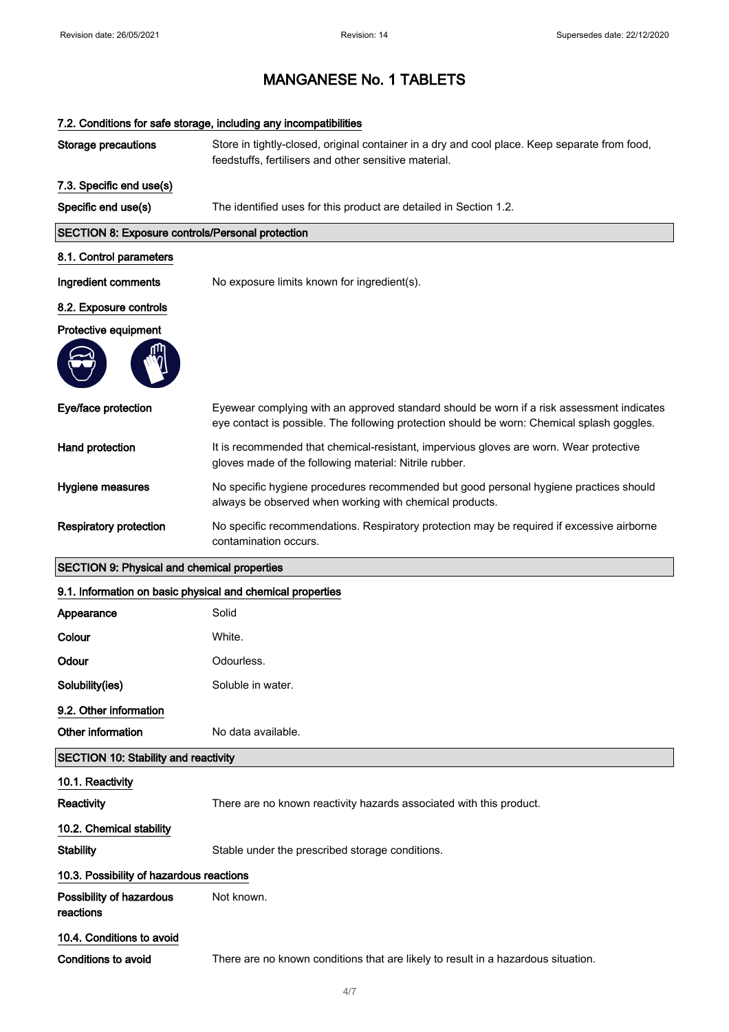# MANGANESE No. 1 TABLETS

### 7.2. Conditions for safe storage, including any incompatibilities

| | |
|---|---|
| **Storage precautions** | Store in tightly-closed, original container in a dry and cool place. Keep separate from food, feedstuffs, fertilisers and other sensitive material. |

### 7.3. Specific end use(s)

| | |
|---|---|
| **Specific end use(s)** | The identified uses for this product are detailed in Section 1.2. |

## SECTION 8: Exposure controls/Personal protection

### 8.1. Control parameters

| | |
|---|---|
| **Ingredient comments** | No exposure limits known for ingredient(s). |

### 8.2. Exposure controls

**Protective equipment**

| | |
|---|---|
| **Eye/face protection** | Eyewear complying with an approved standard should be worn if a risk assessment indicates eye contact is possible. The following protection should be worn: Chemical splash goggles. |
| **Hand protection** | It is recommended that chemical-resistant, impervious gloves are worn. Wear protective gloves made of the following material: Nitrile rubber. |
| **Hygiene measures** | No specific hygiene procedures recommended but good personal hygiene practices should always be observed when working with chemical products. |
| **Respiratory protection** | No specific recommendations. Respiratory protection may be required if excessive airborne contamination occurs. |

## SECTION 9: Physical and chemical properties

### 9.1. Information on basic physical and chemical properties

| | |
|---|---|
| **Appearance** | Solid |
| **Colour** | White. |
| **Odour** | Odourless. |
| **Solubility(ies)** | Soluble in water. |

### 9.2. Other information

| | |
|---|---|
| **Other information** | No data available. |

## SECTION 10: Stability and reactivity

### 10.1. Reactivity

| | |
|---|---|
| **Reactivity** | There are no known reactivity hazards associated with this product. |

### 10.2. Chemical stability

| | |
|---|---|
| **Stability** | Stable under the prescribed storage conditions. |

### 10.3. Possibility of hazardous reactions

| | |
|---|---|
| **Possibility of hazardous reactions** | Not known. |

### 10.4. Conditions to avoid

| | |
|---|---|
| **Conditions to avoid** | There are no known conditions that are likely to result in a hazardous situation. |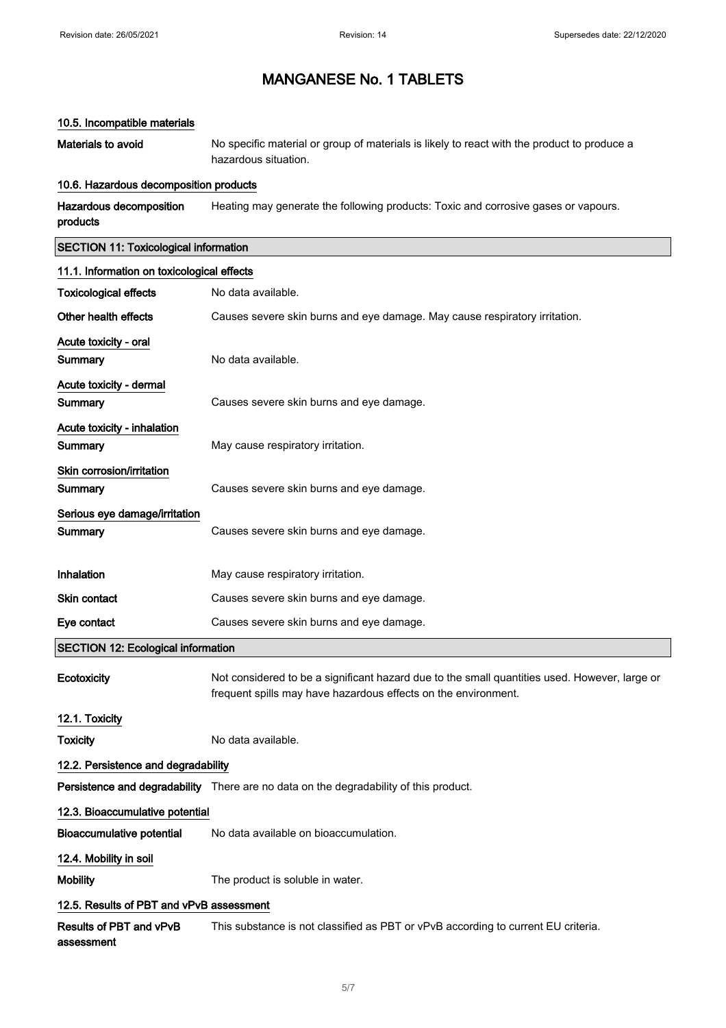# MANGANESE No. 1 TABLETS

### 10.5. Incompatible materials

**Materials to avoid** No specific material or group of materials is likely to react with the product to produce a hazardous situation.

### 10.6. Hazardous decomposition products

**Hazardous decomposition products** Heating may generate the following products: Toxic and corrosive gases or vapours.

## SECTION 11: Toxicological information

### 11.1. Information on toxicological effects

**Toxicological effects** No data available.

**Other health effects** Causes severe skin burns and eye damage. May cause respiratory irritation.

**Acute toxicity - oral**

**Summary** No data available.

**Acute toxicity - dermal**

**Summary** Causes severe skin burns and eye damage.

**Acute toxicity - inhalation**

**Summary** May cause respiratory irritation.

**Skin corrosion/irritation**

**Summary** Causes severe skin burns and eye damage.

**Serious eye damage/irritation**

**Summary** Causes severe skin burns and eye damage.

**Inhalation** May cause respiratory irritation.

**Skin contact** Causes severe skin burns and eye damage.

**Eye contact** Causes severe skin burns and eye damage.

## SECTION 12: Ecological information

**Ecotoxicity** Not considered to be a significant hazard due to the small quantities used. However, large or frequent spills may have hazardous effects on the environment.

### 12.1. Toxicity

**Toxicity** No data available.

### 12.2. Persistence and degradability

**Persistence and degradability** There are no data on the degradability of this product.

### 12.3. Bioaccumulative potential

**Bioaccumulative potential** No data available on bioaccumulation.

### 12.4. Mobility in soil

**Mobility** The product is soluble in water.

### 12.5. Results of PBT and vPvB assessment

**Results of PBT and vPvB assessment** This substance is not classified as PBT or vPvB according to current EU criteria.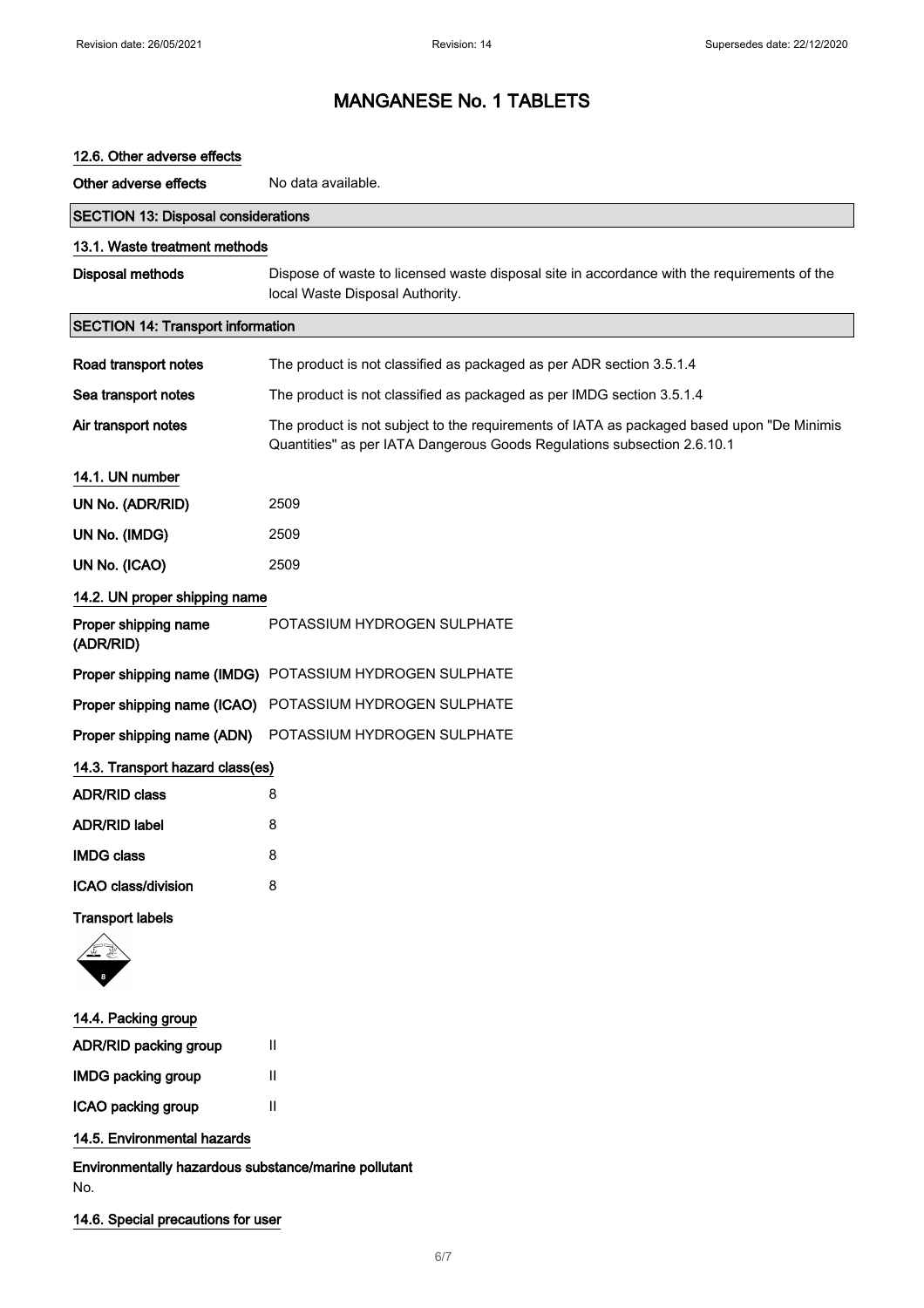# MANGANESE No. 1 TABLETS

### 12.6. Other adverse effects

**Other adverse effects** No data available.

## SECTION 13: Disposal considerations

### 13.1. Waste treatment methods

**Disposal methods** Dispose of waste to licensed waste disposal site in accordance with the requirements of the local Waste Disposal Authority.

## SECTION 14: Transport information

**Road transport notes** The product is not classified as packaged as per ADR section 3.5.1.4

**Sea transport notes** The product is not classified as packaged as per IMDG section 3.5.1.4

**Air transport notes** The product is not subject to the requirements of IATA as packaged based upon "De Minimis Quantities" as per IATA Dangerous Goods Regulations subsection 2.6.10.1

### 14.1. UN number

**UN No. (ADR/RID)** 2509

**UN No. (IMDG)** 2509

**UN No. (ICAO)** 2509

### 14.2. UN proper shipping name

**Proper shipping name (ADR/RID)** POTASSIUM HYDROGEN SULPHATE

**Proper shipping name (IMDG)** POTASSIUM HYDROGEN SULPHATE

**Proper shipping name (ICAO)** POTASSIUM HYDROGEN SULPHATE

**Proper shipping name (ADN)** POTASSIUM HYDROGEN SULPHATE

### 14.3. Transport hazard class(es)

**ADR/RID class** 8

**ADR/RID label** 8

**IMDG class** 8

**ICAO class/division** 8

**Transport labels**

### 14.4. Packing group

**ADR/RID packing group** II

**IMDG packing group** II

**ICAO packing group** II

### 14.5. Environmental hazards

**Environmentally hazardous substance/marine pollutant**

No.

### 14.6. Special precautions for user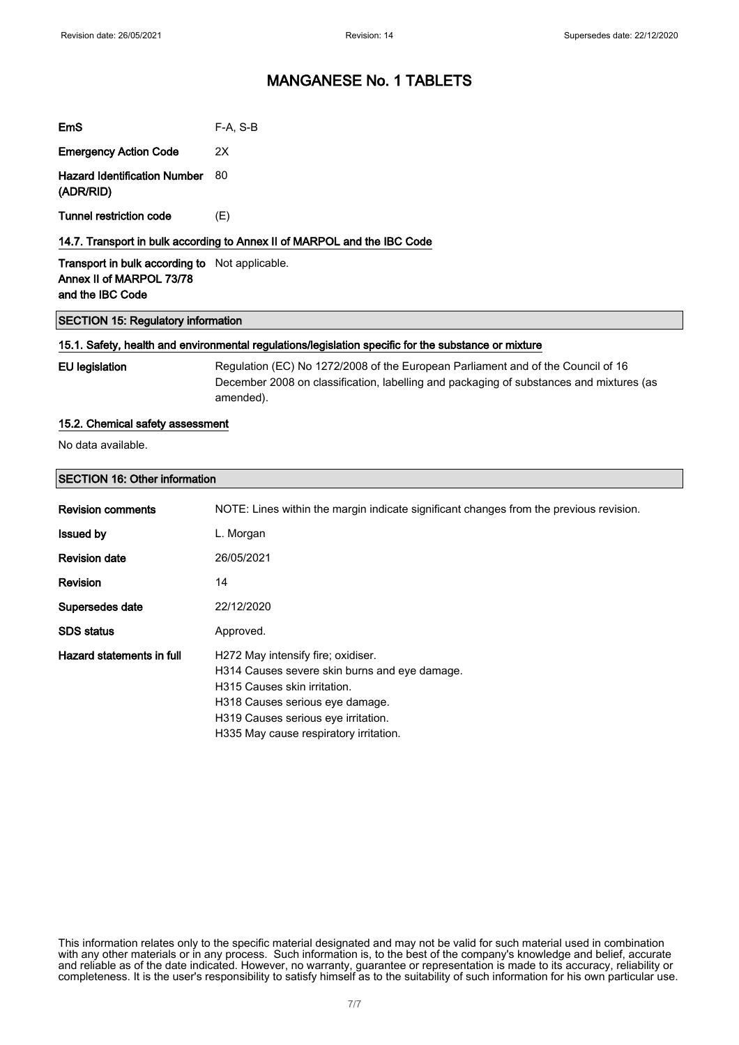# MANGANESE No. 1 TABLETS

| | |
|---|---|
| **EmS** | F-A, S-B |
| **Emergency Action Code** | 2X |
| **Hazard Identification Number (ADR/RID)** | 80 |
| **Tunnel restriction code** | (E) |

### 14.7. Transport in bulk according to Annex II of MARPOL and the IBC Code

| | |
|---|---|
| **Transport in bulk according to Annex II of MARPOL 73/78 and the IBC Code** | Not applicable. |

## SECTION 15: Regulatory information

### 15.1. Safety, health and environmental regulations/legislation specific for the substance or mixture

| | |
|---|---|
| **EU legislation** | Regulation (EC) No 1272/2008 of the European Parliament and of the Council of 16 December 2008 on classification, labelling and packaging of substances and mixtures (as amended). |

### 15.2. Chemical safety assessment

No data available.

## SECTION 16: Other information

| | |
|---|---|
| **Revision comments** | NOTE: Lines within the margin indicate significant changes from the previous revision. |
| **Issued by** | L. Morgan |
| **Revision date** | 26/05/2021 |
| **Revision** | 14 |
| **Supersedes date** | 22/12/2020 |
| **SDS status** | Approved. |
| **Hazard statements in full** | H272 May intensify fire; oxidiser.<br>H314 Causes severe skin burns and eye damage.<br>H315 Causes skin irritation.<br>H318 Causes serious eye damage.<br>H319 Causes serious eye irritation.<br>H335 May cause respiratory irritation. |

This information relates only to the specific material designated and may not be valid for such material used in combination with any other materials or in any process. Such information is, to the best of the company's knowledge and belief, accurate and reliable as of the date indicated. However, no warranty, guarantee or representation is made to its accuracy, reliability or completeness. It is the user's responsibility to satisfy himself as to the suitability of such information for his own particular use.